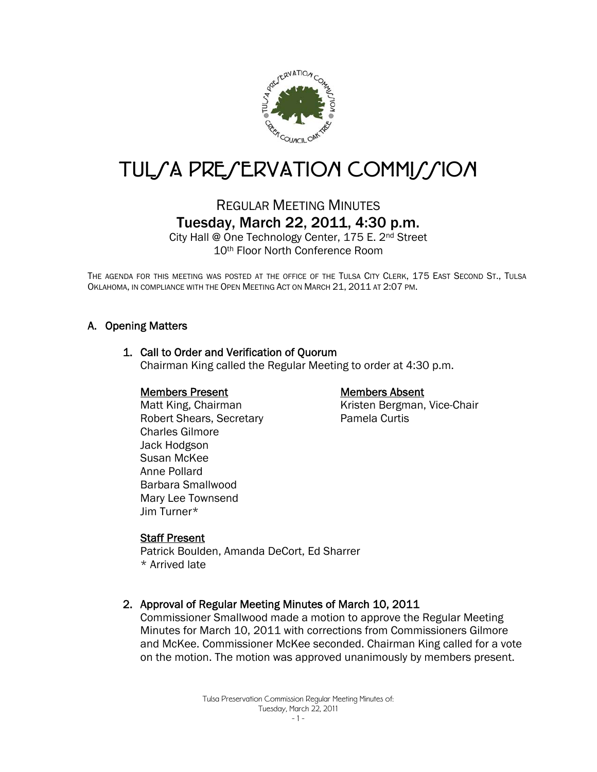# TULSA PRESERVATION COMMISSION

## REGULAR MEETING MINUTES
## Tuesday, March 22, 2011, 4:30 p.m.

City Hall @ One Technology Center, 175 E. 2nd Street
10th Floor North Conference Room

THE AGENDA FOR THIS MEETING WAS POSTED AT THE OFFICE OF THE TULSA CITY CLERK, 175 EAST SECOND ST., TULSA OKLAHOMA, IN COMPLIANCE WITH THE OPEN MEETING ACT ON MARCH 21, 2011 AT 2:07 PM.

### A. Opening Matters

#### 1. Call to Order and Verification of Quorum

Chairman King called the Regular Meeting to order at 4:30 p.m.

**Members Present**
Matt King, Chairman
Robert Shears, Secretary
Charles Gilmore
Jack Hodgson
Susan McKee
Anne Pollard
Barbara Smallwood
Mary Lee Townsend
Jim Turner*

**Members Absent**
Kristen Bergman, Vice-Chair
Pamela Curtis

**Staff Present**
Patrick Boulden, Amanda DeCort, Ed Sharrer
* Arrived late

#### 2. Approval of Regular Meeting Minutes of March 10, 2011

Commissioner Smallwood made a motion to approve the Regular Meeting Minutes for March 10, 2011 with corrections from Commissioners Gilmore and McKee. Commissioner McKee seconded. Chairman King called for a vote on the motion. The motion was approved unanimously by members present.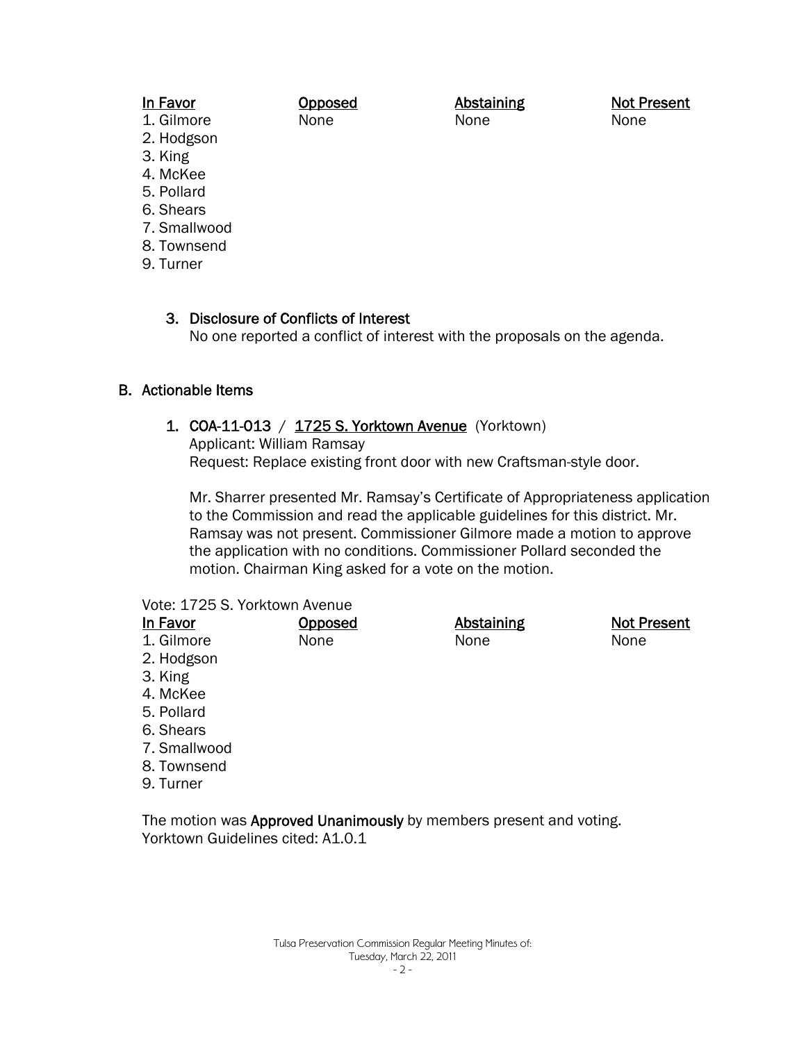| In Favor | Opposed | Abstaining | Not Present |
|---|---|---|---|
| 1. Gilmore | None | None | None |
| 2. Hodgson | | | |
| 3. King | | | |
| 4. McKee | | | |
| 5. Pollard | | | |
| 6. Shears | | | |
| 7. Smallwood | | | |
| 8. Townsend | | | |
| 9. Turner | | | |

### 3. Disclosure of Conflicts of Interest

No one reported a conflict of interest with the proposals on the agenda.

## B. Actionable Items

### 1. COA-11-013 / 1725 S. Yorktown Avenue (Yorktown)

Applicant: William Ramsay
Request: Replace existing front door with new Craftsman-style door.

Mr. Sharrer presented Mr. Ramsay's Certificate of Appropriateness application to the Commission and read the applicable guidelines for this district. Mr. Ramsay was not present. Commissioner Gilmore made a motion to approve the application with no conditions. Commissioner Pollard seconded the motion. Chairman King asked for a vote on the motion.

Vote: 1725 S. Yorktown Avenue

| In Favor | Opposed | Abstaining | Not Present |
|---|---|---|---|
| 1. Gilmore | None | None | None |
| 2. Hodgson | | | |
| 3. King | | | |
| 4. McKee | | | |
| 5. Pollard | | | |
| 6. Shears | | | |
| 7. Smallwood | | | |
| 8. Townsend | | | |
| 9. Turner | | | |

The motion was **Approved Unanimously** by members present and voting.
Yorktown Guidelines cited: A1.0.1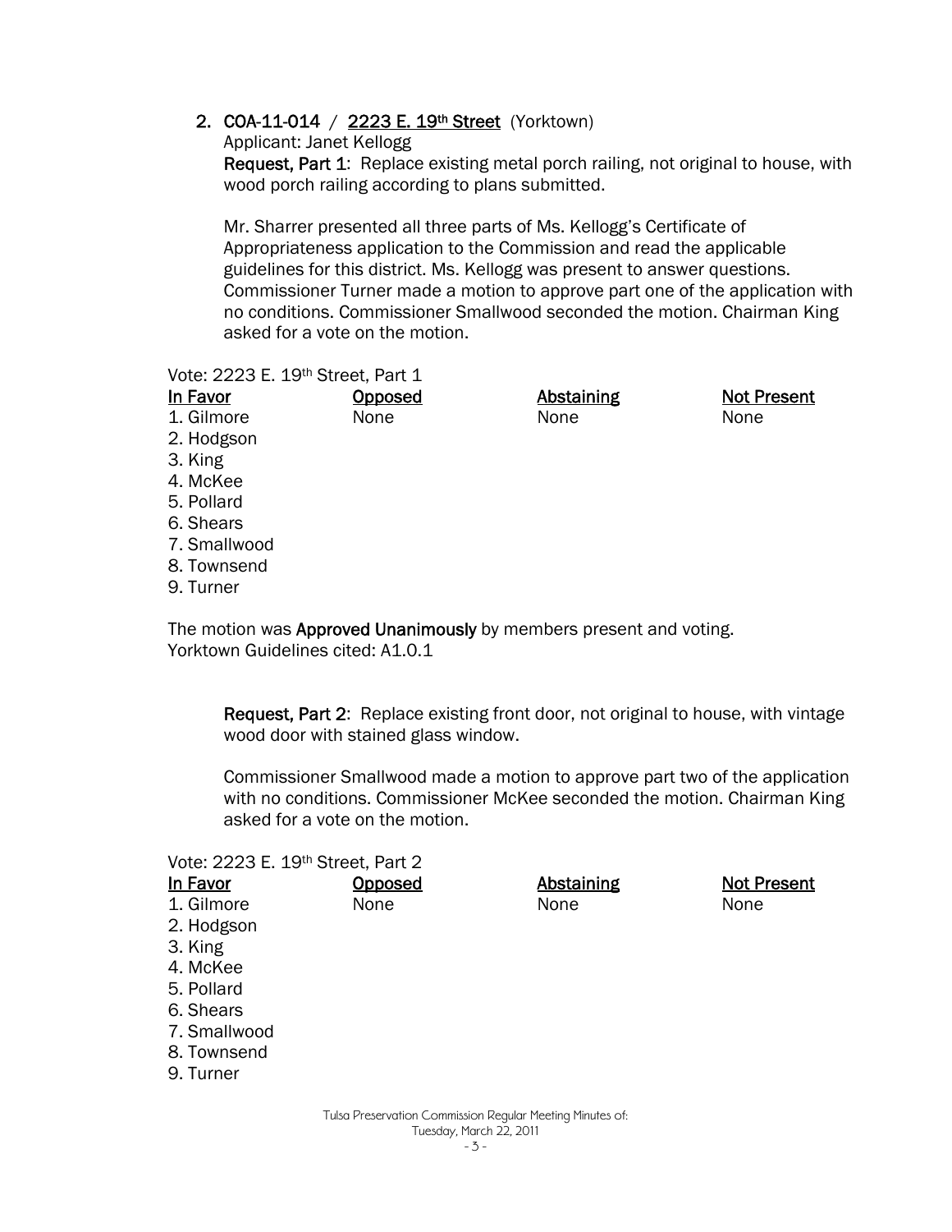2. **COA-11-014** / **2223 E. 19th Street** (Yorktown)
   Applicant: Janet Kellogg
   **Request, Part 1**: Replace existing metal porch railing, not original to house, with wood porch railing according to plans submitted.

   Mr. Sharrer presented all three parts of Ms. Kellogg's Certificate of Appropriateness application to the Commission and read the applicable guidelines for this district. Ms. Kellogg was present to answer questions. Commissioner Turner made a motion to approve part one of the application with no conditions. Commissioner Smallwood seconded the motion. Chairman King asked for a vote on the motion.

Vote: 2223 E. 19th Street, Part 1

| In Favor | Opposed | Abstaining | Not Present |
|---|---|---|---|
| 1. Gilmore | None | None | None |
| 2. Hodgson | | | |
| 3. King | | | |
| 4. McKee | | | |
| 5. Pollard | | | |
| 6. Shears | | | |
| 7. Smallwood | | | |
| 8. Townsend | | | |
| 9. Turner | | | |

The motion was **Approved Unanimously** by members present and voting.
Yorktown Guidelines cited: A1.0.1

**Request, Part 2**: Replace existing front door, not original to house, with vintage wood door with stained glass window.

Commissioner Smallwood made a motion to approve part two of the application with no conditions. Commissioner McKee seconded the motion. Chairman King asked for a vote on the motion.

Vote: 2223 E. 19th Street, Part 2

| In Favor | Opposed | Abstaining | Not Present |
|---|---|---|---|
| 1. Gilmore | None | None | None |
| 2. Hodgson | | | |
| 3. King | | | |
| 4. McKee | | | |
| 5. Pollard | | | |
| 6. Shears | | | |
| 7. Smallwood | | | |
| 8. Townsend | | | |
| 9. Turner | | | |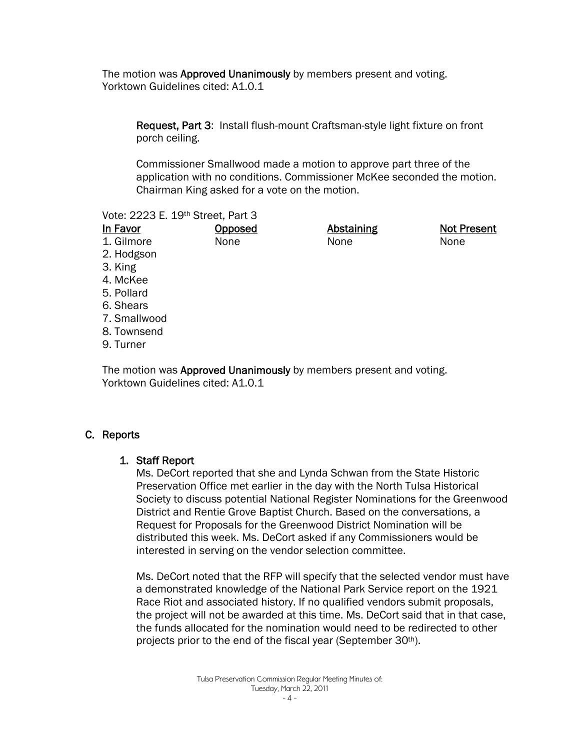The motion was **Approved Unanimously** by members present and voting.
Yorktown Guidelines cited: A1.0.1

**Request, Part 3**: Install flush-mount Craftsman-style light fixture on front porch ceiling.

Commissioner Smallwood made a motion to approve part three of the application with no conditions. Commissioner McKee seconded the motion. Chairman King asked for a vote on the motion.

Vote: 2223 E. 19th Street, Part 3

| In Favor | Opposed | Abstaining | Not Present |
|---|---|---|---|
| 1. Gilmore | None | None | None |
| 2. Hodgson | | | |
| 3. King | | | |
| 4. McKee | | | |
| 5. Pollard | | | |
| 6. Shears | | | |
| 7. Smallwood | | | |
| 8. Townsend | | | |
| 9. Turner | | | |

The motion was **Approved Unanimously** by members present and voting.
Yorktown Guidelines cited: A1.0.1

## C. Reports

### 1. Staff Report

Ms. DeCort reported that she and Lynda Schwan from the State Historic Preservation Office met earlier in the day with the North Tulsa Historical Society to discuss potential National Register Nominations for the Greenwood District and Rentie Grove Baptist Church. Based on the conversations, a Request for Proposals for the Greenwood District Nomination will be distributed this week. Ms. DeCort asked if any Commissioners would be interested in serving on the vendor selection committee.

Ms. DeCort noted that the RFP will specify that the selected vendor must have a demonstrated knowledge of the National Park Service report on the 1921 Race Riot and associated history. If no qualified vendors submit proposals, the project will not be awarded at this time. Ms. DeCort said that in that case, the funds allocated for the nomination would need to be redirected to other projects prior to the end of the fiscal year (September 30th).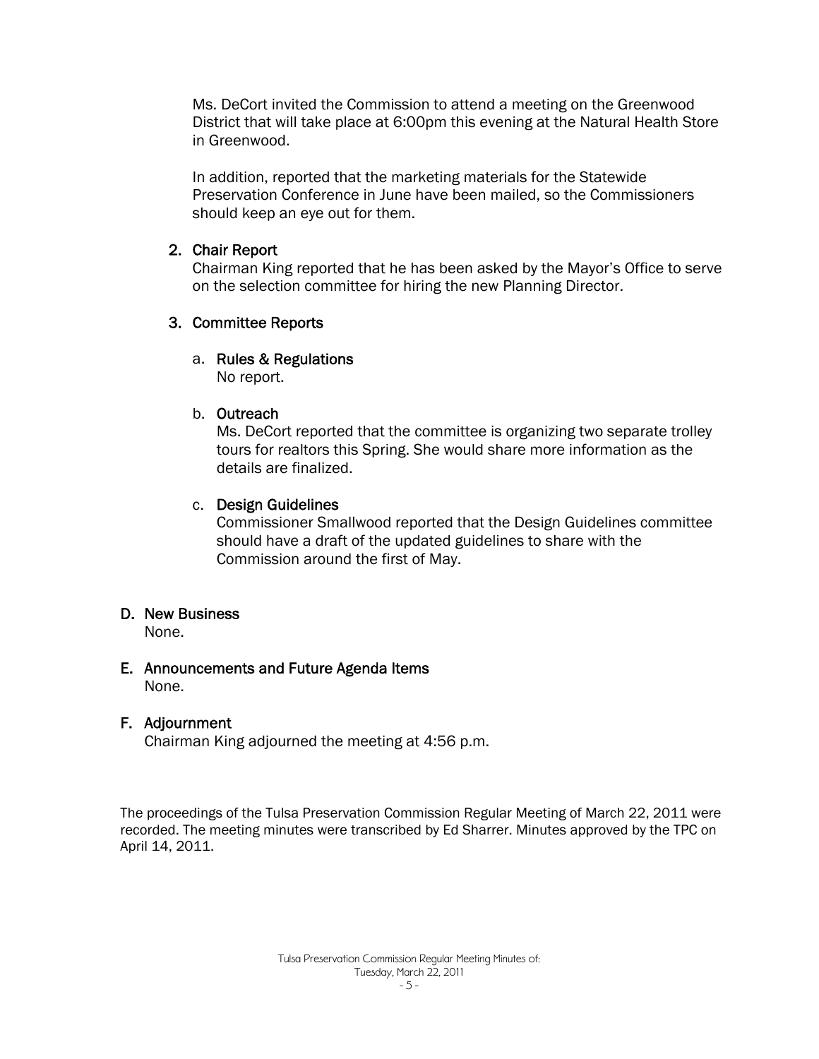Ms. DeCort invited the Commission to attend a meeting on the Greenwood District that will take place at 6:00pm this evening at the Natural Health Store in Greenwood.

In addition, reported that the marketing materials for the Statewide Preservation Conference in June have been mailed, so the Commissioners should keep an eye out for them.

2. **Chair Report**

   Chairman King reported that he has been asked by the Mayor's Office to serve on the selection committee for hiring the new Planning Director.

3. **Committee Reports**

   a. **Rules & Regulations**

      No report.

   b. **Outreach**

      Ms. DeCort reported that the committee is organizing two separate trolley tours for realtors this Spring. She would share more information as the details are finalized.

   c. **Design Guidelines**

      Commissioner Smallwood reported that the Design Guidelines committee should have a draft of the updated guidelines to share with the Commission around the first of May.

## D. New Business

None.

## E. Announcements and Future Agenda Items

None.

## F. Adjournment

Chairman King adjourned the meeting at 4:56 p.m.

The proceedings of the Tulsa Preservation Commission Regular Meeting of March 22, 2011 were recorded. The meeting minutes were transcribed by Ed Sharrer. Minutes approved by the TPC on April 14, 2011.